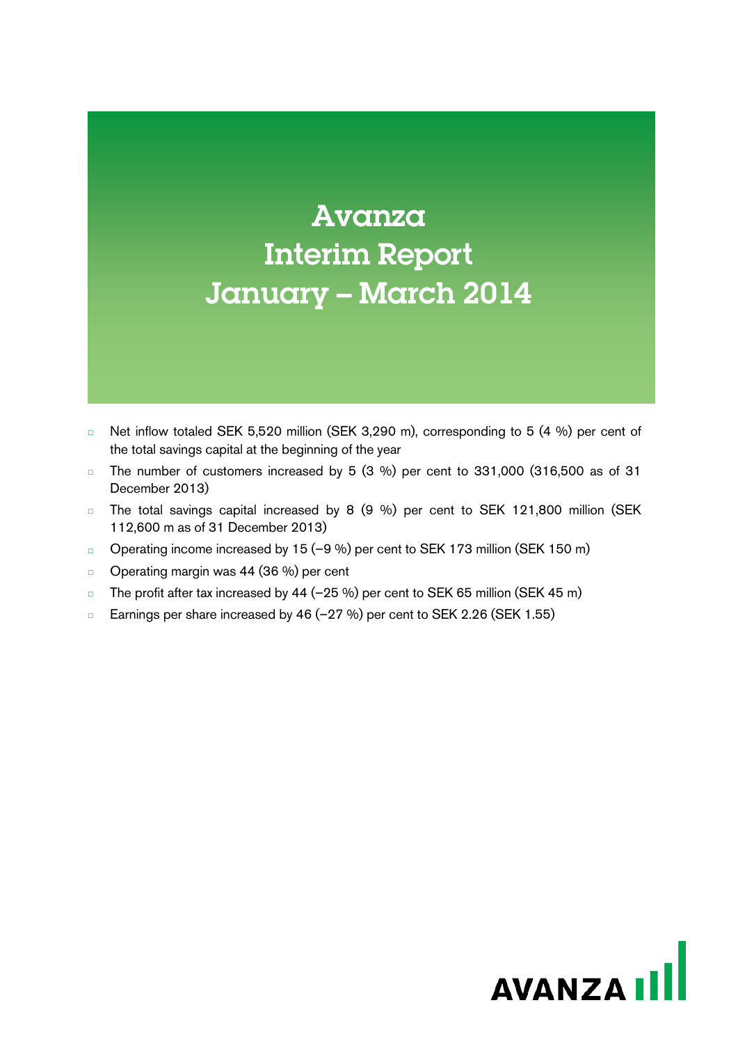# Avanza
# Interim Report
# January – March 2014

- Net inflow totaled SEK 5,520 million (SEK 3,290 m), corresponding to 5 (4 %) per cent of the total savings capital at the beginning of the year
- The number of customers increased by 5 (3 %) per cent to 331,000 (316,500 as of 31 December 2013)
- The total savings capital increased by 8 (9 %) per cent to SEK 121,800 million (SEK 112,600 m as of 31 December 2013)
- Operating income increased by 15 (–9 %) per cent to SEK 173 million (SEK 150 m)
- Operating margin was 44 (36 %) per cent
- The profit after tax increased by 44 (–25 %) per cent to SEK 65 million (SEK 45 m)
- Earnings per share increased by 46 (–27 %) per cent to SEK 2.26 (SEK 1.55)

AVANZA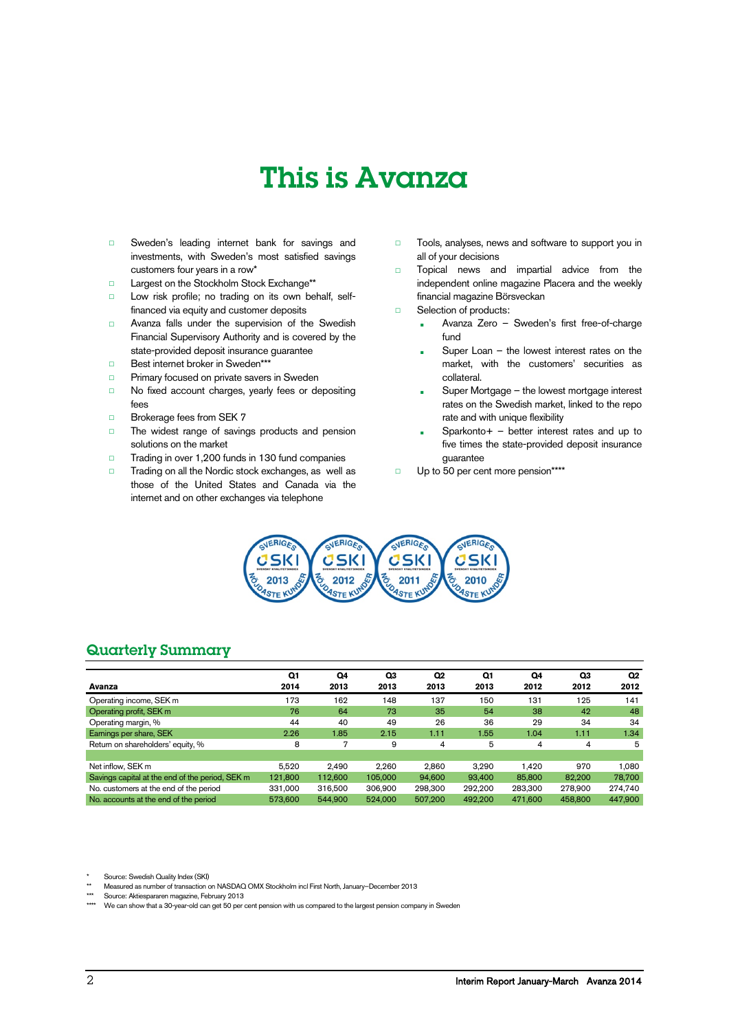# This is Avanza

- Sweden's leading internet bank for savings and investments, with Sweden's most satisfied savings customers four years in a row*
- Largest on the Stockholm Stock Exchange**
- Low risk profile; no trading on its own behalf, self-financed via equity and customer deposits
- Avanza falls under the supervision of the Swedish Financial Supervisory Authority and is covered by the state-provided deposit insurance guarantee
- Best internet broker in Sweden***
- Primary focused on private savers in Sweden
- No fixed account charges, yearly fees or depositing fees
- Brokerage fees from SEK 7
- The widest range of savings products and pension solutions on the market
- Trading in over 1,200 funds in 130 fund companies
- Trading on all the Nordic stock exchanges, as well as those of the United States and Canada via the internet and on other exchanges via telephone
- Tools, analyses, news and software to support you in all of your decisions
- Topical news and impartial advice from the independent online magazine Placera and the weekly financial magazine Börsveckan
- Selection of products:
  - Avanza Zero – Sweden's first free-of-charge fund
  - Super Loan – the lowest interest rates on the market, with the customers' securities as collateral.
  - Super Mortgage – the lowest mortgage interest rates on the Swedish market, linked to the repo rate and with unique flexibility
  - Sparkonto+ – better interest rates and up to five times the state-provided deposit insurance guarantee
- Up to 50 per cent more pension****

## Quarterly Summary

| Avanza | Q1 2014 | Q4 2013 | Q3 2013 | Q2 2013 | Q1 2013 | Q4 2012 | Q3 2012 | Q2 2012 |
|---|---|---|---|---|---|---|---|---|
| Operating income, SEK m | 173 | 162 | 148 | 137 | 150 | 131 | 125 | 141 |
| Operating profit, SEK m | 76 | 64 | 73 | 35 | 54 | 38 | 42 | 48 |
| Operating margin, % | 44 | 40 | 49 | 26 | 36 | 29 | 34 | 34 |
| Earnings per share, SEK | 2.26 | 1.85 | 2.15 | 1.11 | 1.55 | 1.04 | 1.11 | 1.34 |
| Return on shareholders' equity, % | 8 | 7 | 9 | 4 | 5 | 4 | 4 | 5 |
| | | | | | | | | |
| Net inflow, SEK m | 5,520 | 2,490 | 2,260 | 2,860 | 3,290 | 1,420 | 970 | 1,080 |
| Savings capital at the end of the period, SEK m | 121,800 | 112,600 | 105,000 | 94,600 | 93,400 | 85,800 | 82,200 | 78,700 |
| No. customers at the end of the period | 331,000 | 316,500 | 306,900 | 298,300 | 292,200 | 283,300 | 278,900 | 274,740 |
| No. accounts at the end of the period | 573,600 | 544,900 | 524,000 | 507,200 | 492,200 | 471,600 | 458,800 | 447,900 |

\* Source: Swedish Quality Index (SKI)

\*\* Measured as number of transaction on NASDAQ OMX Stockholm incl First North, January–December 2013

\*\*\* Source: Aktiespararen magazine, February 2013

\*\*\*\* We can show that a 30-year-old can get 50 per cent pension with us compared to the largest pension company in Sweden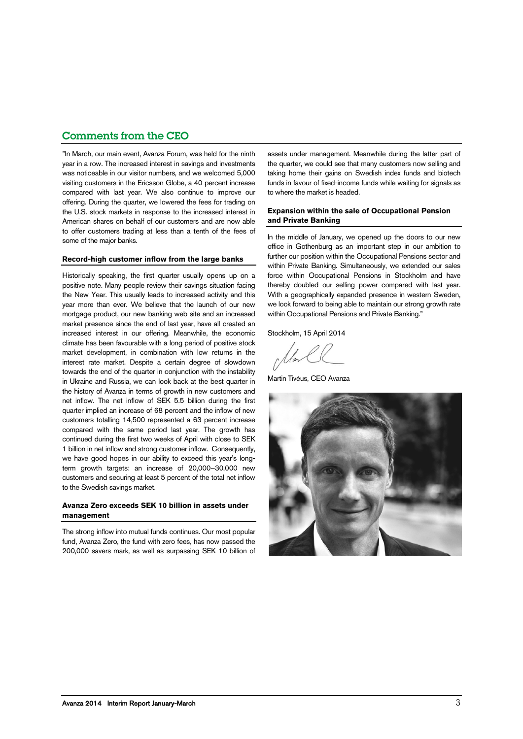## Comments from the CEO

"In March, our main event, Avanza Forum, was held for the ninth year in a row. The increased interest in savings and investments was noticeable in our visitor numbers, and we welcomed 5,000 visiting customers in the Ericsson Globe, a 40 percent increase compared with last year. We also continue to improve our offering. During the quarter, we lowered the fees for trading on the U.S. stock markets in response to the increased interest in American shares on behalf of our customers and are now able to offer customers trading at less than a tenth of the fees of some of the major banks.

### Record-high customer inflow from the large banks

Historically speaking, the first quarter usually opens up on a positive note. Many people review their savings situation facing the New Year. This usually leads to increased activity and this year more than ever. We believe that the launch of our new mortgage product, our new banking web site and an increased market presence since the end of last year, have all created an increased interest in our offering. Meanwhile, the economic climate has been favourable with a long period of positive stock market development, in combination with low returns in the interest rate market. Despite a certain degree of slowdown towards the end of the quarter in conjunction with the instability in Ukraine and Russia, we can look back at the best quarter in the history of Avanza in terms of growth in new customers and net inflow. The net inflow of SEK 5.5 billion during the first quarter implied an increase of 68 percent and the inflow of new customers totalling 14,500 represented a 63 percent increase compared with the same period last year. The growth has continued during the first two weeks of April with close to SEK 1 billion in net inflow and strong customer inflow. Consequently, we have good hopes in our ability to exceed this year's long-term growth targets: an increase of 20,000–30,000 new customers and securing at least 5 percent of the total net inflow to the Swedish savings market.

### Avanza Zero exceeds SEK 10 billion in assets under management

The strong inflow into mutual funds continues. Our most popular fund, Avanza Zero, the fund with zero fees, has now passed the 200,000 savers mark, as well as surpassing SEK 10 billion of assets under management. Meanwhile during the latter part of the quarter, we could see that many customers now selling and taking home their gains on Swedish index funds and biotech funds in favour of fixed-income funds while waiting for signals as to where the market is headed.

### Expansion within the sale of Occupational Pension and Private Banking

In the middle of January, we opened up the doors to our new office in Gothenburg as an important step in our ambition to further our position within the Occupational Pensions sector and within Private Banking. Simultaneously, we extended our sales force within Occupational Pensions in Stockholm and have thereby doubled our selling power compared with last year. With a geographically expanded presence in western Sweden, we look forward to being able to maintain our strong growth rate within Occupational Pensions and Private Banking."

Stockholm, 15 April 2014

Martin Tivéus, CEO Avanza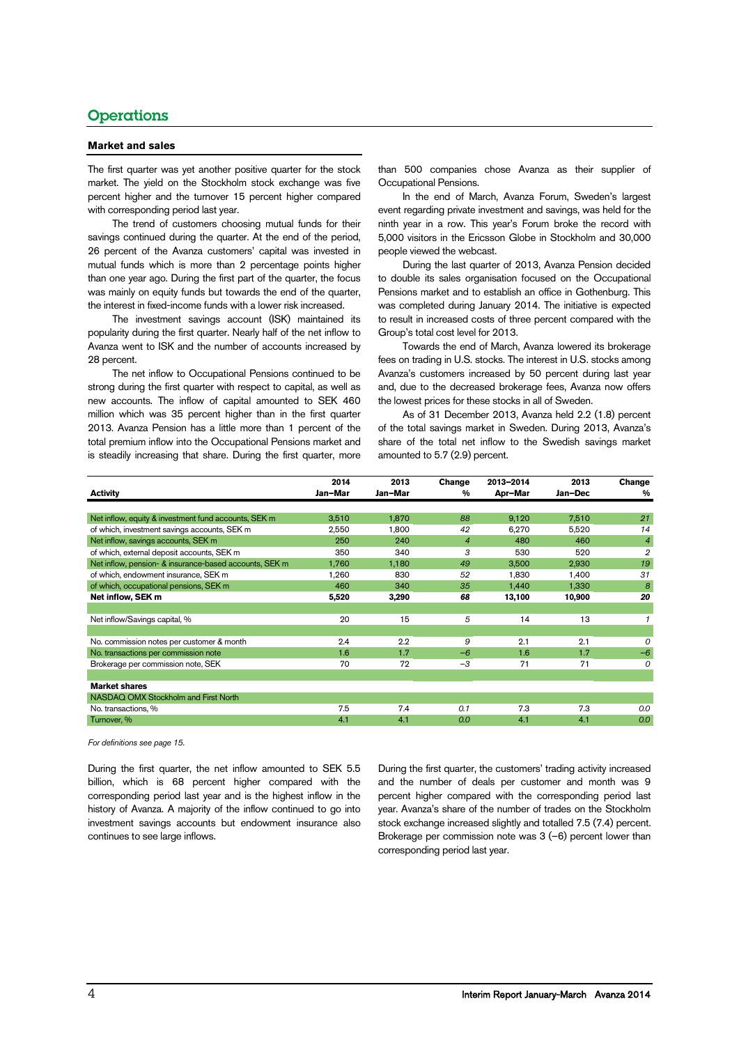# Operations

## Market and sales

The first quarter was yet another positive quarter for the stock market. The yield on the Stockholm stock exchange was five percent higher and the turnover 15 percent higher compared with corresponding period last year.

The trend of customers choosing mutual funds for their savings continued during the quarter. At the end of the period, 26 percent of the Avanza customers' capital was invested in mutual funds which is more than 2 percentage points higher than one year ago. During the first part of the quarter, the focus was mainly on equity funds but towards the end of the quarter, the interest in fixed-income funds with a lower risk increased.

The investment savings account (ISK) maintained its popularity during the first quarter. Nearly half of the net inflow to Avanza went to ISK and the number of accounts increased by 28 percent.

The net inflow to Occupational Pensions continued to be strong during the first quarter with respect to capital, as well as new accounts. The inflow of capital amounted to SEK 460 million which was 35 percent higher than in the first quarter 2013. Avanza Pension has a little more than 1 percent of the total premium inflow into the Occupational Pensions market and is steadily increasing that share. During the first quarter, more than 500 companies chose Avanza as their supplier of Occupational Pensions.

In the end of March, Avanza Forum, Sweden's largest event regarding private investment and savings, was held for the ninth year in a row. This year's Forum broke the record with 5,000 visitors in the Ericsson Globe in Stockholm and 30,000 people viewed the webcast.

During the last quarter of 2013, Avanza Pension decided to double its sales organisation focused on the Occupational Pensions market and to establish an office in Gothenburg. This was completed during January 2014. The initiative is expected to result in increased costs of three percent compared with the Group's total cost level for 2013.

Towards the end of March, Avanza lowered its brokerage fees on trading in U.S. stocks. The interest in U.S. stocks among Avanza's customers increased by 50 percent during last year and, due to the decreased brokerage fees, Avanza now offers the lowest prices for these stocks in all of Sweden.

As of 31 December 2013, Avanza held 2.2 (1.8) percent of the total savings market in Sweden. During 2013, Avanza's share of the total net inflow to the Swedish savings market amounted to 5.7 (2.9) percent.

| Activity | 2014 Jan–Mar | 2013 Jan–Mar | Change % | 2013–2014 Apr–Mar | 2013 Jan–Dec | Change % |
|---|---|---|---|---|---|---|
| Net inflow, equity & investment fund accounts, SEK m | 3,510 | 1,870 | *88* | 9,120 | 7,510 | *21* |
| of which, investment savings accounts, SEK m | 2,550 | 1,800 | *42* | 6,270 | 5,520 | *14* |
| Net inflow, savings accounts, SEK m | 250 | 240 | *4* | 480 | 460 | *4* |
| of which, external deposit accounts, SEK m | 350 | 340 | *3* | 530 | 520 | *2* |
| Net inflow, pension- & insurance-based accounts, SEK m | 1,760 | 1,180 | *49* | 3,500 | 2,930 | *19* |
| of which, endowment insurance, SEK m | 1,260 | 830 | *52* | 1,830 | 1,400 | *31* |
| of which, occupational pensions, SEK m | 460 | 340 | *35* | 1,440 | 1,330 | *8* |
| **Net inflow, SEK m** | **5,520** | **3,290** | ***68*** | **13,100** | **10,900** | ***20*** |
| | | | | | | |
| Net inflow/Savings capital, % | 20 | 15 | *5* | 14 | 13 | *1* |
| | | | | | | |
| No. commission notes per customer & month | 2.4 | 2.2 | *9* | 2.1 | 2.1 | *0* |
| No. transactions per commission note | 1.6 | 1.7 | *–6* | 1.6 | 1.7 | *–6* |
| Brokerage per commission note, SEK | 70 | 72 | *–3* | 71 | 71 | *0* |
| | | | | | | |
| **Market shares** | | | | | | |
| NASDAQ OMX Stockholm and First North | | | | | | |
| No. transactions, % | 7.5 | 7.4 | *0.1* | 7.3 | 7.3 | *0.0* |
| Turnover, % | 4.1 | 4.1 | *0.0* | 4.1 | 4.1 | *0.0* |

*For definitions see page 15.*

During the first quarter, the net inflow amounted to SEK 5.5 billion, which is 68 percent higher compared with the corresponding period last year and is the highest inflow in the history of Avanza. A majority of the inflow continued to go into investment savings accounts but endowment insurance also continues to see large inflows.

During the first quarter, the customers' trading activity increased and the number of deals per customer and month was 9 percent higher compared with the corresponding period last year. Avanza's share of the number of trades on the Stockholm stock exchange increased slightly and totalled 7.5 (7.4) percent. Brokerage per commission note was 3 (–6) percent lower than corresponding period last year.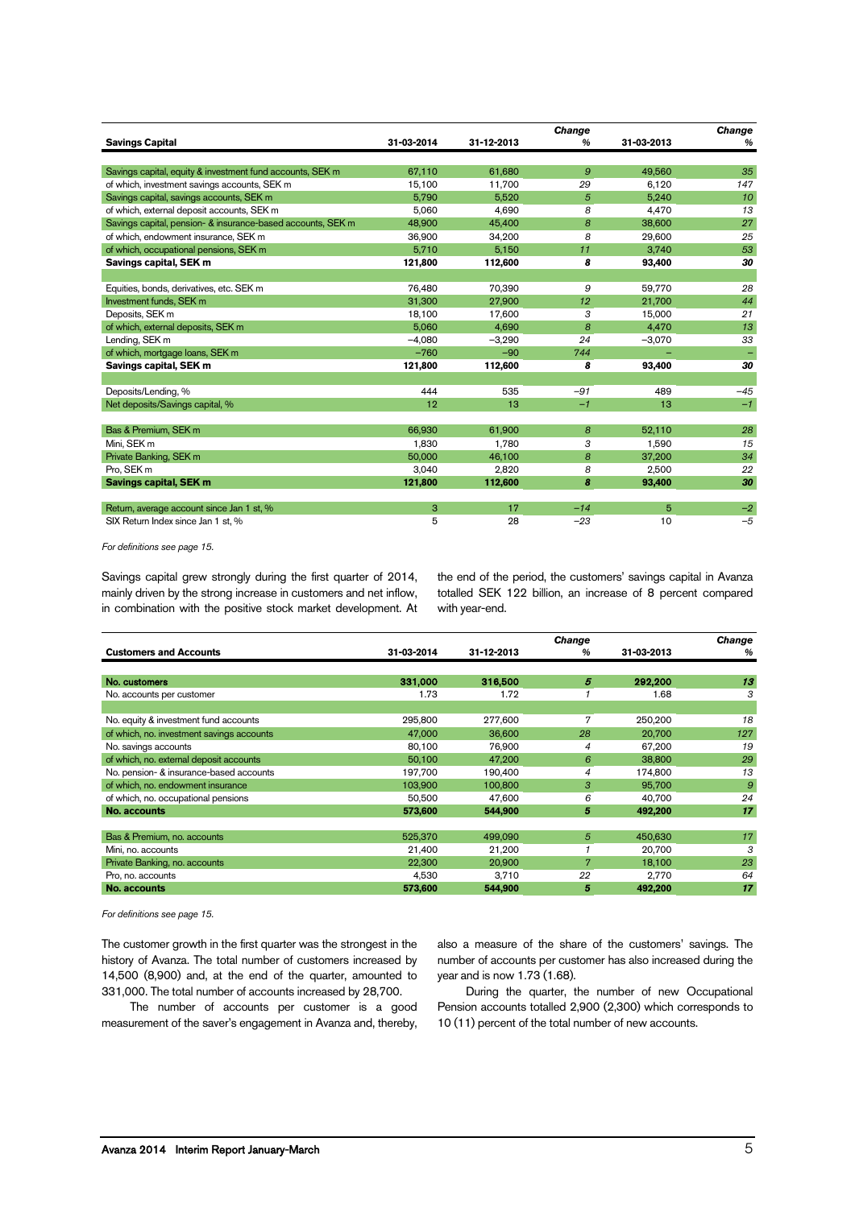| Savings Capital | 31-03-2014 | 31-12-2013 | Change % | 31-03-2013 | Change % |
|---|---|---|---|---|---|
| Savings capital, equity & investment fund accounts, SEK m | 67,110 | 61,680 | 9 | 49,560 | 35 |
| of which, investment savings accounts, SEK m | 15,100 | 11,700 | 29 | 6,120 | 147 |
| Savings capital, savings accounts, SEK m | 5,790 | 5,520 | 5 | 5,240 | 10 |
| of which, external deposit accounts, SEK m | 5,060 | 4,690 | 8 | 4,470 | 13 |
| Savings capital, pension- & insurance-based accounts, SEK m | 48,900 | 45,400 | 8 | 38,600 | 27 |
| of which, endowment insurance, SEK m | 36,900 | 34,200 | 8 | 29,600 | 25 |
| of which, occupational pensions, SEK m | 5,710 | 5,150 | 11 | 3,740 | 53 |
| **Savings capital, SEK m** | **121,800** | **112,600** | **8** | **93,400** | **30** |
| | | | | | |
| Equities, bonds, derivatives, etc. SEK m | 76,480 | 70,390 | 9 | 59,770 | 28 |
| Investment funds, SEK m | 31,300 | 27,900 | 12 | 21,700 | 44 |
| Deposits, SEK m | 18,100 | 17,600 | 3 | 15,000 | 21 |
| of which, external deposits, SEK m | 5,060 | 4,690 | 8 | 4,470 | 13 |
| Lending, SEK m | –4,080 | –3,290 | 24 | –3,070 | 33 |
| of which, mortgage loans, SEK m | –760 | –90 | 744 | – | – |
| **Savings capital, SEK m** | **121,800** | **112,600** | **8** | **93,400** | **30** |
| | | | | | |
| Deposits/Lending, % | 444 | 535 | –91 | 489 | –45 |
| Net deposits/Savings capital, % | 12 | 13 | –1 | 13 | –1 |
| | | | | | |
| Bas & Premium, SEK m | 66,930 | 61,900 | 8 | 52,110 | 28 |
| Mini, SEK m | 1,830 | 1,780 | 3 | 1,590 | 15 |
| Private Banking, SEK m | 50,000 | 46,100 | 8 | 37,200 | 34 |
| Pro, SEK m | 3,040 | 2,820 | 8 | 2,500 | 22 |
| **Savings capital, SEK m** | **121,800** | **112,600** | **8** | **93,400** | **30** |
| | | | | | |
| Return, average account since Jan 1 st, % | 3 | 17 | –14 | 5 | –2 |
| SIX Return Index since Jan 1 st, % | 5 | 28 | –23 | 10 | –5 |

*For definitions see page 15.*

Savings capital grew strongly during the first quarter of 2014, mainly driven by the strong increase in customers and net inflow, in combination with the positive stock market development. At the end of the period, the customers' savings capital in Avanza totalled SEK 122 billion, an increase of 8 percent compared with year-end.

| Customers and Accounts | 31-03-2014 | 31-12-2013 | Change % | 31-03-2013 | Change % |
|---|---|---|---|---|---|
| **No. customers** | **331,000** | **316,500** | **5** | **292,200** | **13** |
| No. accounts per customer | 1.73 | 1.72 | 1 | 1.68 | 3 |
| | | | | | |
| No. equity & investment fund accounts | 295,800 | 277,600 | 7 | 250,200 | 18 |
| of which, no. investment savings accounts | 47,000 | 36,600 | 28 | 20,700 | 127 |
| No. savings accounts | 80,100 | 76,900 | 4 | 67,200 | 19 |
| of which, no. external deposit accounts | 50,100 | 47,200 | 6 | 38,800 | 29 |
| No. pension- & insurance-based accounts | 197,700 | 190,400 | 4 | 174,800 | 13 |
| of which, no. endowment insurance | 103,900 | 100,800 | 3 | 95,700 | 9 |
| of which, no. occupational pensions | 50,500 | 47,600 | 6 | 40,700 | 24 |
| **No. accounts** | **573,600** | **544,900** | **5** | **492,200** | **17** |
| | | | | | |
| Bas & Premium, no. accounts | 525,370 | 499,090 | 5 | 450,630 | 17 |
| Mini, no. accounts | 21,400 | 21,200 | 1 | 20,700 | 3 |
| Private Banking, no. accounts | 22,300 | 20,900 | 7 | 18,100 | 23 |
| Pro, no. accounts | 4,530 | 3,710 | 22 | 2,770 | 64 |
| **No. accounts** | **573,600** | **544,900** | **5** | **492,200** | **17** |

*For definitions see page 15.*

The customer growth in the first quarter was the strongest in the history of Avanza. The total number of customers increased by 14,500 (8,900) and, at the end of the quarter, amounted to 331,000. The total number of accounts increased by 28,700.

The number of accounts per customer is a good measurement of the saver's engagement in Avanza and, thereby, also a measure of the share of the customers' savings. The number of accounts per customer has also increased during the year and is now 1.73 (1.68).

During the quarter, the number of new Occupational Pension accounts totalled 2,900 (2,300) which corresponds to 10 (11) percent of the total number of new accounts.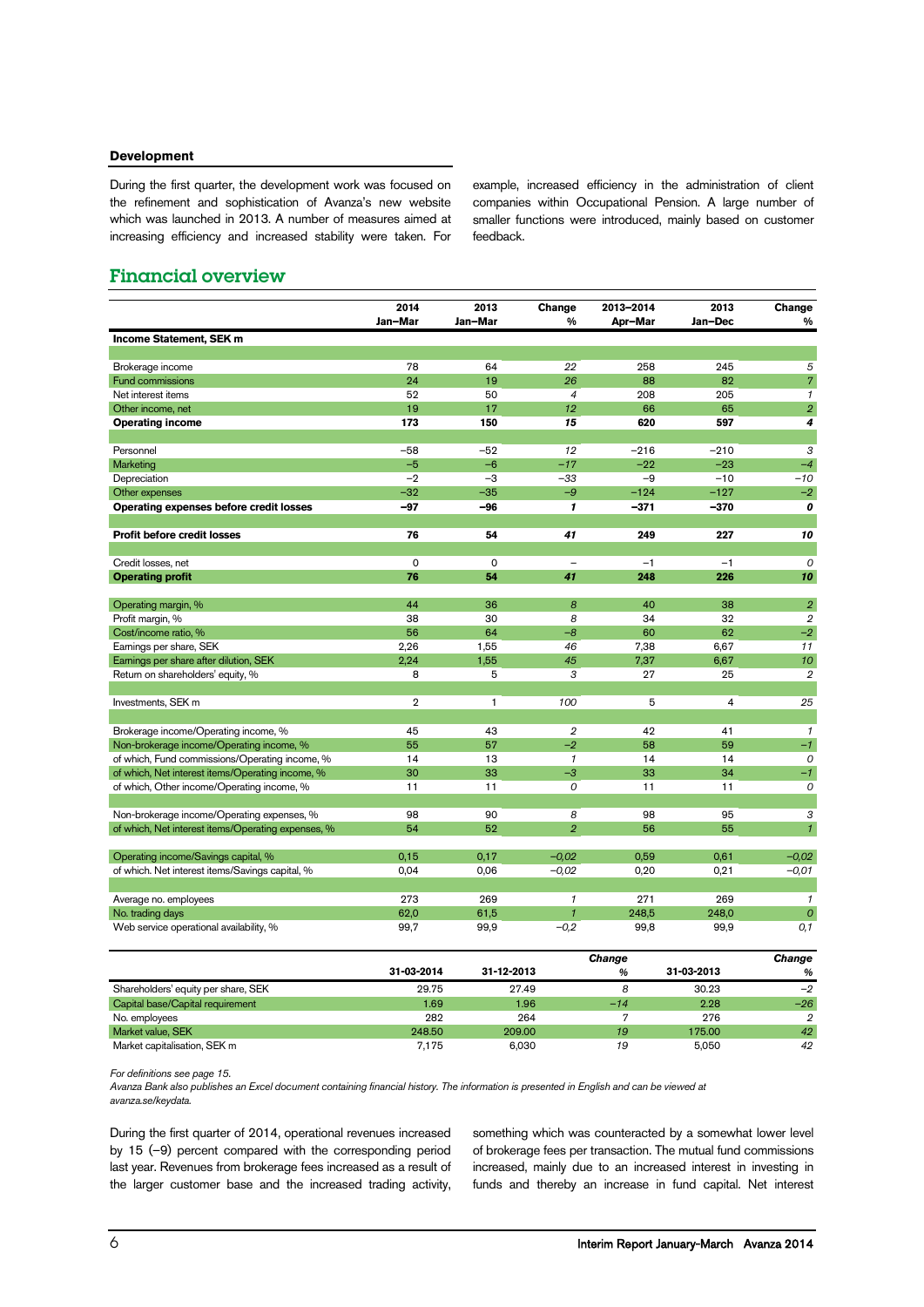### Development

During the first quarter, the development work was focused on the refinement and sophistication of Avanza's new website which was launched in 2013. A number of measures aimed at increasing efficiency and increased stability were taken. For example, increased efficiency in the administration of client companies within Occupational Pension. A large number of smaller functions were introduced, mainly based on customer feedback.

## Financial overview

| | 2014 Jan–Mar | 2013 Jan–Mar | Change % | 2013–2014 Apr–Mar | 2013 Jan–Dec | Change % |
|---|---|---|---|---|---|---|
| **Income Statement, SEK m** | | | | | | |
| Brokerage income | 78 | 64 | *22* | 258 | 245 | *5* |
| Fund commissions | 24 | 19 | *26* | 88 | 82 | *7* |
| Net interest items | 52 | 50 | *4* | 208 | 205 | *1* |
| Other income, net | 19 | 17 | *12* | 66 | 65 | *2* |
| **Operating income** | **173** | **150** | ***15*** | **620** | **597** | ***4*** |
| Personnel | –58 | –52 | *12* | –216 | –210 | *3* |
| Marketing | –5 | –6 | *–17* | –22 | –23 | *–4* |
| Depreciation | –2 | –3 | *–33* | –9 | –10 | *–10* |
| Other expenses | –32 | –35 | *–9* | –124 | –127 | *–2* |
| **Operating expenses before credit losses** | **–97** | **–96** | ***1*** | **–371** | **–370** | ***0*** |
| **Profit before credit losses** | **76** | **54** | ***41*** | **249** | **227** | ***10*** |
| Credit losses, net | 0 | 0 | *–* | –1 | –1 | *0* |
| **Operating profit** | **76** | **54** | ***41*** | **248** | **226** | ***10*** |
| Operating margin, % | 44 | 36 | *8* | 40 | 38 | *2* |
| Profit margin, % | 38 | 30 | *8* | 34 | 32 | *2* |
| Cost/income ratio, % | 56 | 64 | *–8* | 60 | 62 | *–2* |
| Earnings per share, SEK | 2,26 | 1,55 | *46* | 7,38 | 6,67 | *11* |
| Earnings per share after dilution, SEK | 2,24 | 1,55 | *45* | 7,37 | 6,67 | *10* |
| Return on shareholders' equity, % | 8 | 5 | *3* | 27 | 25 | *2* |
| Investments, SEK m | 2 | 1 | *100* | 5 | 4 | *25* |
| Brokerage income/Operating income, % | 45 | 43 | *2* | 42 | 41 | *1* |
| Non-brokerage income/Operating income, % | 55 | 57 | *–2* | 58 | 59 | *–1* |
| of which, Fund commissions/Operating income, % | 14 | 13 | *1* | 14 | 14 | *0* |
| of which, Net interest items/Operating income, % | 30 | 33 | *–3* | 33 | 34 | *–1* |
| of which, Other income/Operating income, % | 11 | 11 | *0* | 11 | 11 | *0* |
| Non-brokerage income/Operating expenses, % | 98 | 90 | *8* | 98 | 95 | *3* |
| of which, Net interest items/Operating expenses, % | 54 | 52 | *2* | 56 | 55 | *1* |
| Operating income/Savings capital, % | 0,15 | 0,17 | *–0,02* | 0,59 | 0,61 | *–0,02* |
| of which. Net interest items/Savings capital, % | 0,04 | 0,06 | *–0,02* | 0,20 | 0,21 | *–0,01* |
| Average no. employees | 273 | 269 | *1* | 271 | 269 | *1* |
| No. trading days | 62,0 | 61,5 | *1* | 248,5 | 248,0 | *0* |
| Web service operational availability, % | 99,7 | 99,9 | *–0,2* | 99,8 | 99,9 | *0,1* |

| | 31-03-2014 | 31-12-2013 | *Change %* | 31-03-2013 | *Change %* |
|---|---|---|---|---|---|
| Shareholders' equity per share, SEK | 29.75 | 27.49 | *8* | 30.23 | *–2* |
| Capital base/Capital requirement | 1.69 | 1.96 | *–14* | 2.28 | *–26* |
| No. employees | 282 | 264 | *7* | 276 | *2* |
| Market value, SEK | 248.50 | 209.00 | *19* | 175.00 | *42* |
| Market capitalisation, SEK m | 7,175 | 6,030 | *19* | 5,050 | *42* |

*For definitions see page 15.*

*Avanza Bank also publishes an Excel document containing financial history. The information is presented in English and can be viewed at avanza.se/keydata.*

During the first quarter of 2014, operational revenues increased by 15 (–9) percent compared with the corresponding period last year. Revenues from brokerage fees increased as a result of the larger customer base and the increased trading activity, something which was counteracted by a somewhat lower level of brokerage fees per transaction. The mutual fund commissions increased, mainly due to an increased interest in investing in funds and thereby an increase in fund capital. Net interest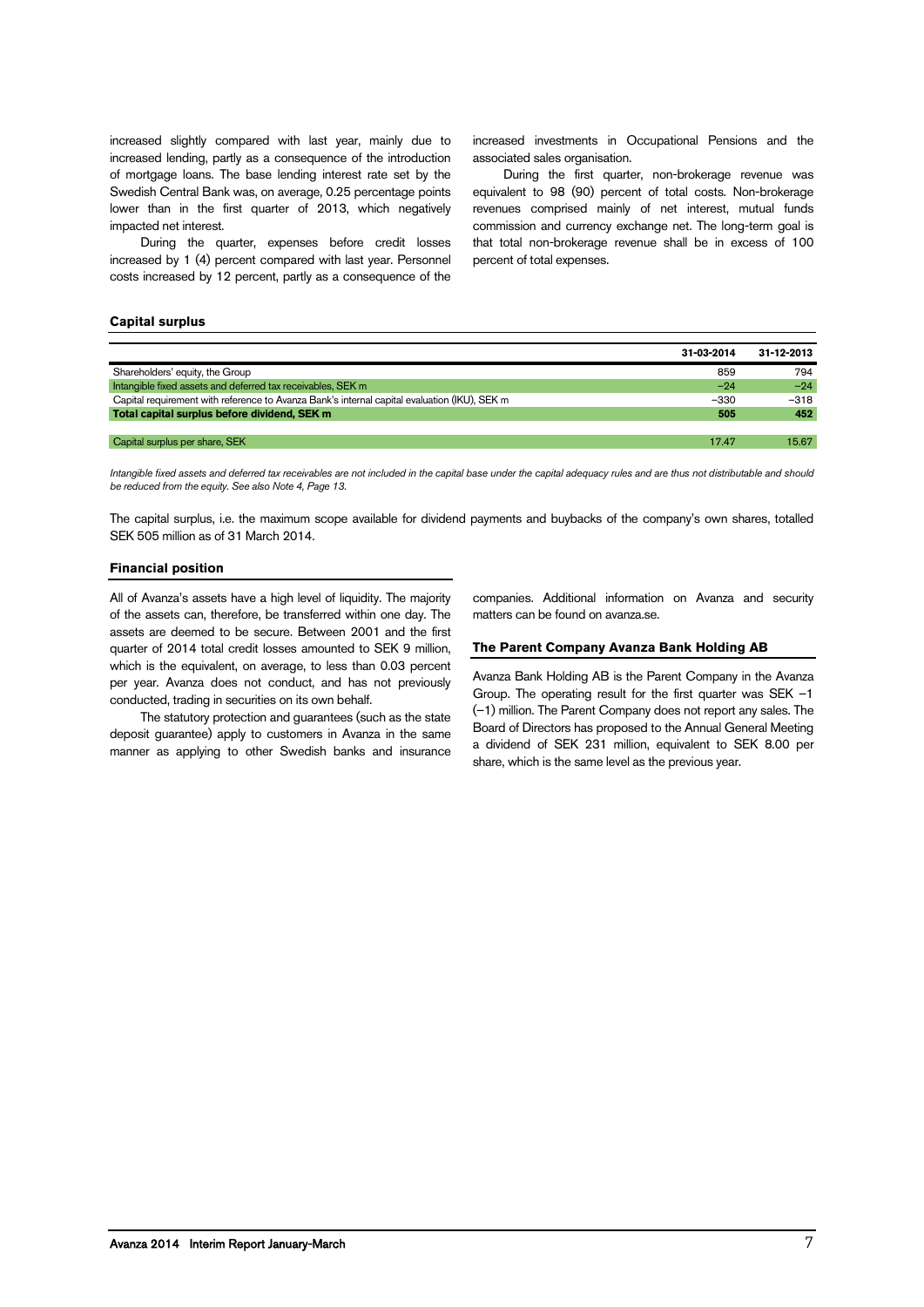increased slightly compared with last year, mainly due to increased lending, partly as a consequence of the introduction of mortgage loans. The base lending interest rate set by the Swedish Central Bank was, on average, 0.25 percentage points lower than in the first quarter of 2013, which negatively impacted net interest.

During the quarter, expenses before credit losses increased by 1 (4) percent compared with last year. Personnel costs increased by 12 percent, partly as a consequence of the increased investments in Occupational Pensions and the associated sales organisation.

During the first quarter, non-brokerage revenue was equivalent to 98 (90) percent of total costs. Non-brokerage revenues comprised mainly of net interest, mutual funds commission and currency exchange net. The long-term goal is that total non-brokerage revenue shall be in excess of 100 percent of total expenses.

### Capital surplus

| | 31-03-2014 | 31-12-2013 |
|---|---|---|
| Shareholders' equity, the Group | 859 | 794 |
| Intangible fixed assets and deferred tax receivables, SEK m | –24 | –24 |
| Capital requirement with reference to Avanza Bank's internal capital evaluation (IKU), SEK m | –330 | –318 |
| **Total capital surplus before dividend, SEK m** | **505** | **452** |
| | | |
| Capital surplus per share, SEK | 17.47 | 15.67 |

*Intangible fixed assets and deferred tax receivables are not included in the capital base under the capital adequacy rules and are thus not distributable and should be reduced from the equity. See also Note 4, Page 13.*

The capital surplus, i.e. the maximum scope available for dividend payments and buybacks of the company's own shares, totalled SEK 505 million as of 31 March 2014.

### Financial position

All of Avanza's assets have a high level of liquidity. The majority of the assets can, therefore, be transferred within one day. The assets are deemed to be secure. Between 2001 and the first quarter of 2014 total credit losses amounted to SEK 9 million, which is the equivalent, on average, to less than 0.03 percent per year. Avanza does not conduct, and has not previously conducted, trading in securities on its own behalf.

The statutory protection and guarantees (such as the state deposit guarantee) apply to customers in Avanza in the same manner as applying to other Swedish banks and insurance companies. Additional information on Avanza and security matters can be found on avanza.se.

### The Parent Company Avanza Bank Holding AB

Avanza Bank Holding AB is the Parent Company in the Avanza Group. The operating result for the first quarter was SEK –1 (–1) million. The Parent Company does not report any sales. The Board of Directors has proposed to the Annual General Meeting a dividend of SEK 231 million, equivalent to SEK 8.00 per share, which is the same level as the previous year.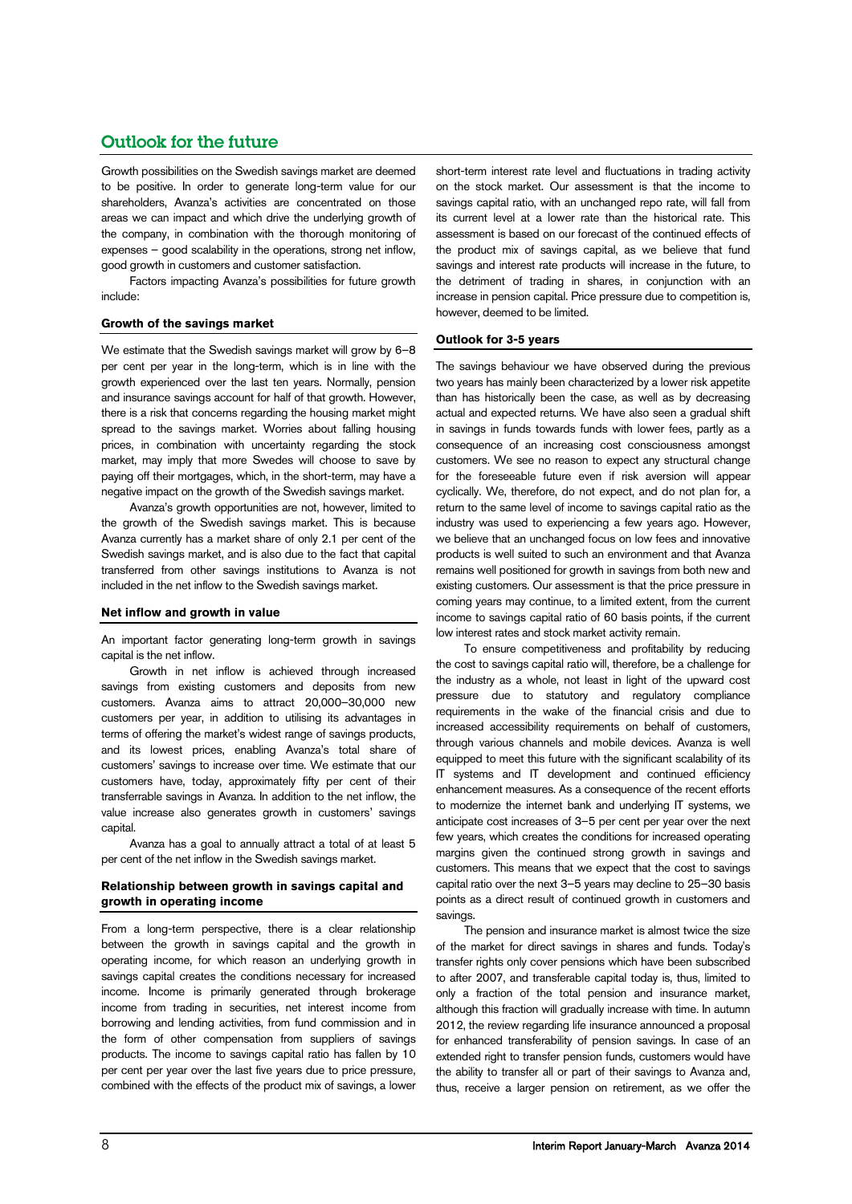## Outlook for the future

Growth possibilities on the Swedish savings market are deemed to be positive. In order to generate long-term value for our shareholders, Avanza's activities are concentrated on those areas we can impact and which drive the underlying growth of the company, in combination with the thorough monitoring of expenses – good scalability in the operations, strong net inflow, good growth in customers and customer satisfaction.

Factors impacting Avanza's possibilities for future growth include:

### Growth of the savings market

We estimate that the Swedish savings market will grow by 6–8 per cent per year in the long-term, which is in line with the growth experienced over the last ten years. Normally, pension and insurance savings account for half of that growth. However, there is a risk that concerns regarding the housing market might spread to the savings market. Worries about falling housing prices, in combination with uncertainty regarding the stock market, may imply that more Swedes will choose to save by paying off their mortgages, which, in the short-term, may have a negative impact on the growth of the Swedish savings market.

Avanza's growth opportunities are not, however, limited to the growth of the Swedish savings market. This is because Avanza currently has a market share of only 2.1 per cent of the Swedish savings market, and is also due to the fact that capital transferred from other savings institutions to Avanza is not included in the net inflow to the Swedish savings market.

### Net inflow and growth in value

An important factor generating long-term growth in savings capital is the net inflow.

Growth in net inflow is achieved through increased savings from existing customers and deposits from new customers. Avanza aims to attract 20,000–30,000 new customers per year, in addition to utilising its advantages in terms of offering the market's widest range of savings products, and its lowest prices, enabling Avanza's total share of customers' savings to increase over time. We estimate that our customers have, today, approximately fifty per cent of their transferrable savings in Avanza. In addition to the net inflow, the value increase also generates growth in customers' savings capital.

Avanza has a goal to annually attract a total of at least 5 per cent of the net inflow in the Swedish savings market.

### Relationship between growth in savings capital and growth in operating income

From a long-term perspective, there is a clear relationship between the growth in savings capital and the growth in operating income, for which reason an underlying growth in savings capital creates the conditions necessary for increased income. Income is primarily generated through brokerage income from trading in securities, net interest income from borrowing and lending activities, from fund commission and in the form of other compensation from suppliers of savings products. The income to savings capital ratio has fallen by 10 per cent per year over the last five years due to price pressure, combined with the effects of the product mix of savings, a lower short-term interest rate level and fluctuations in trading activity on the stock market. Our assessment is that the income to savings capital ratio, with an unchanged repo rate, will fall from its current level at a lower rate than the historical rate. This assessment is based on our forecast of the continued effects of the product mix of savings capital, as we believe that fund savings and interest rate products will increase in the future, to the detriment of trading in shares, in conjunction with an increase in pension capital. Price pressure due to competition is, however, deemed to be limited.

### Outlook for 3-5 years

The savings behaviour we have observed during the previous two years has mainly been characterized by a lower risk appetite than has historically been the case, as well as by decreasing actual and expected returns. We have also seen a gradual shift in savings in funds towards funds with lower fees, partly as a consequence of an increasing cost consciousness amongst customers. We see no reason to expect any structural change for the foreseeable future even if risk aversion will appear cyclically. We, therefore, do not expect, and do not plan for, a return to the same level of income to savings capital ratio as the industry was used to experiencing a few years ago. However, we believe that an unchanged focus on low fees and innovative products is well suited to such an environment and that Avanza remains well positioned for growth in savings from both new and existing customers. Our assessment is that the price pressure in coming years may continue, to a limited extent, from the current income to savings capital ratio of 60 basis points, if the current low interest rates and stock market activity remain.

To ensure competitiveness and profitability by reducing the cost to savings capital ratio will, therefore, be a challenge for the industry as a whole, not least in light of the upward cost pressure due to statutory and regulatory compliance requirements in the wake of the financial crisis and due to increased accessibility requirements on behalf of customers, through various channels and mobile devices. Avanza is well equipped to meet this future with the significant scalability of its IT systems and IT development and continued efficiency enhancement measures. As a consequence of the recent efforts to modernize the internet bank and underlying IT systems, we anticipate cost increases of 3–5 per cent per year over the next few years, which creates the conditions for increased operating margins given the continued strong growth in savings and customers. This means that we expect that the cost to savings capital ratio over the next 3–5 years may decline to 25–30 basis points as a direct result of continued growth in customers and savings.

The pension and insurance market is almost twice the size of the market for direct savings in shares and funds. Today's transfer rights only cover pensions which have been subscribed to after 2007, and transferable capital today is, thus, limited to only a fraction of the total pension and insurance market, although this fraction will gradually increase with time. In autumn 2012, the review regarding life insurance announced a proposal for enhanced transferability of pension savings. In case of an extended right to transfer pension funds, customers would have the ability to transfer all or part of their savings to Avanza and, thus, receive a larger pension on retirement, as we offer the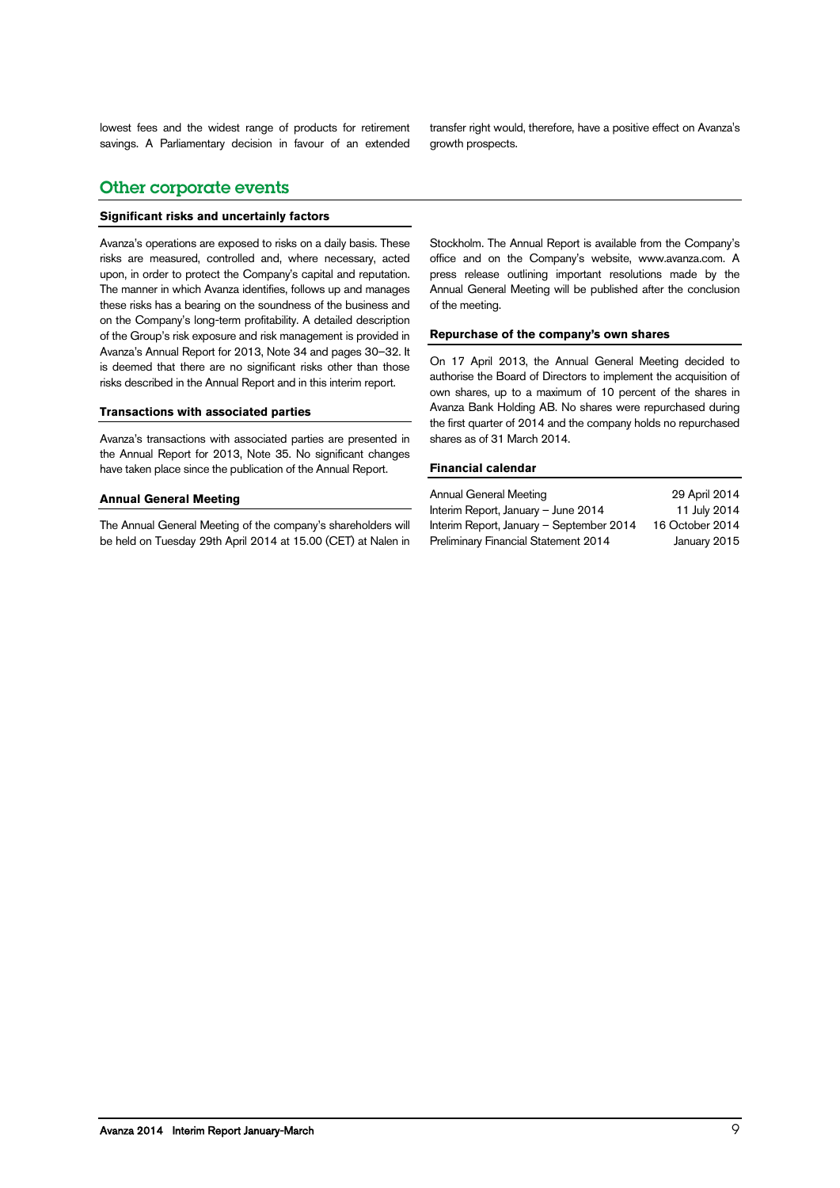lowest fees and the widest range of products for retirement savings. A Parliamentary decision in favour of an extended transfer right would, therefore, have a positive effect on Avanza's growth prospects.

## Other corporate events

### Significant risks and uncertainly factors

Avanza's operations are exposed to risks on a daily basis. These risks are measured, controlled and, where necessary, acted upon, in order to protect the Company's capital and reputation. The manner in which Avanza identifies, follows up and manages these risks has a bearing on the soundness of the business and on the Company's long-term profitability. A detailed description of the Group's risk exposure and risk management is provided in Avanza's Annual Report for 2013, Note 34 and pages 30–32. It is deemed that there are no significant risks other than those risks described in the Annual Report and in this interim report.

### Transactions with associated parties

Avanza's transactions with associated parties are presented in the Annual Report for 2013, Note 35. No significant changes have taken place since the publication of the Annual Report.

### Annual General Meeting

The Annual General Meeting of the company's shareholders will be held on Tuesday 29th April 2014 at 15.00 (CET) at Nalen in Stockholm. The Annual Report is available from the Company's office and on the Company's website, www.avanza.com. A press release outlining important resolutions made by the Annual General Meeting will be published after the conclusion of the meeting.

### Repurchase of the company's own shares

On 17 April 2013, the Annual General Meeting decided to authorise the Board of Directors to implement the acquisition of own shares, up to a maximum of 10 percent of the shares in Avanza Bank Holding AB. No shares were repurchased during the first quarter of 2014 and the company holds no repurchased shares as of 31 March 2014.

### Financial calendar

| | |
|---|---|
| Annual General Meeting | 29 April 2014 |
| Interim Report, January – June 2014 | 11 July 2014 |
| Interim Report, January – September 2014 | 16 October 2014 |
| Preliminary Financial Statement 2014 | January 2015 |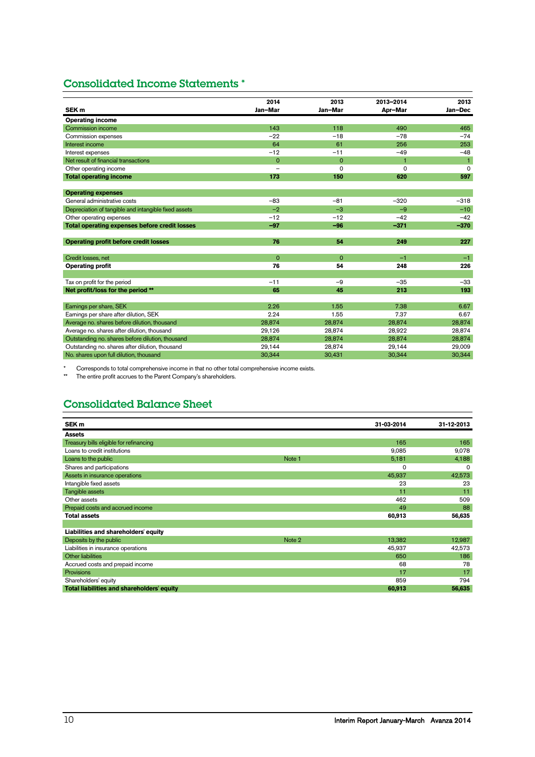## Consolidated Income Statements *

| SEK m | 2014 Jan–Mar | 2013 Jan–Mar | 2013–2014 Apr–Mar | 2013 Jan–Dec |
|---|---|---|---|---|
| **Operating income** | | | | |
| Commission income | 143 | 118 | 490 | 465 |
| Commission expenses | –22 | –18 | –78 | –74 |
| Interest income | 64 | 61 | 256 | 253 |
| Interest expenses | –12 | –11 | –49 | –48 |
| Net result of financial transactions | 0 | 0 | 1 | 1 |
| Other operating income | – | 0 | 0 | 0 |
| **Total operating income** | **173** | **150** | **620** | **597** |
| | | | | |
| **Operating expenses** | | | | |
| General administrative costs | –83 | –81 | –320 | –318 |
| Depreciation of tangible and intangible fixed assets | –2 | –3 | –9 | –10 |
| Other operating expenses | –12 | –12 | –42 | –42 |
| **Total operating expenses before credit losses** | **–97** | **–96** | **–371** | **–370** |
| | | | | |
| **Operating profit before credit losses** | **76** | **54** | **249** | **227** |
| | | | | |
| Credit losses, net | 0 | 0 | –1 | –1 |
| **Operating profit** | **76** | **54** | **248** | **226** |
| | | | | |
| Tax on profit for the period | –11 | –9 | –35 | –33 |
| **Net profit/loss for the period **** | **65** | **45** | **213** | **193** |
| | | | | |
| Earnings per share, SEK | 2.26 | 1.55 | 7.38 | 6.67 |
| Earnings per share after dilution, SEK | 2.24 | 1.55 | 7.37 | 6.67 |
| Average no. shares before dilution, thousand | 28,874 | 28,874 | 28,874 | 28,874 |
| Average no. shares after dilution, thousand | 29,126 | 28,874 | 28,922 | 28,874 |
| Outstanding no. shares before dilution, thousand | 28,874 | 28,874 | 28,874 | 28,874 |
| Outstanding no. shares after dilution, thousand | 29,144 | 28,874 | 29,144 | 29,009 |
| No. shares upon full dilution, thousand | 30,344 | 30,431 | 30,344 | 30,344 |

\* Corresponds to total comprehensive income in that no other total comprehensive income exists.

\*\* The entire profit accrues to the Parent Company's shareholders.

## Consolidated Balance Sheet

| SEK m | | 31-03-2014 | 31-12-2013 |
|---|---|---|---|
| **Assets** | | | |
| Treasury bills eligible for refinancing | | 165 | 165 |
| Loans to credit institutions | | 9,085 | 9,078 |
| Loans to the public | Note 1 | 5,181 | 4,188 |
| Shares and participations | | 0 | 0 |
| Assets in insurance operations | | 45,937 | 42,573 |
| Intangible fixed assets | | 23 | 23 |
| Tangible assets | | 11 | 11 |
| Other assets | | 462 | 509 |
| Prepaid costs and accrued income | | 49 | 88 |
| **Total assets** | | **60,913** | **56,635** |
| | | | |
| **Liabilities and shareholders' equity** | | | |
| Deposits by the public | Note 2 | 13,382 | 12,987 |
| Liabilities in insurance operations | | 45,937 | 42,573 |
| Other liabilities | | 650 | 186 |
| Accrued costs and prepaid income | | 68 | 78 |
| Provisions | | 17 | 17 |
| Shareholders' equity | | 859 | 794 |
| **Total liabilities and shareholders' equity** | | **60,913** | **56,635** |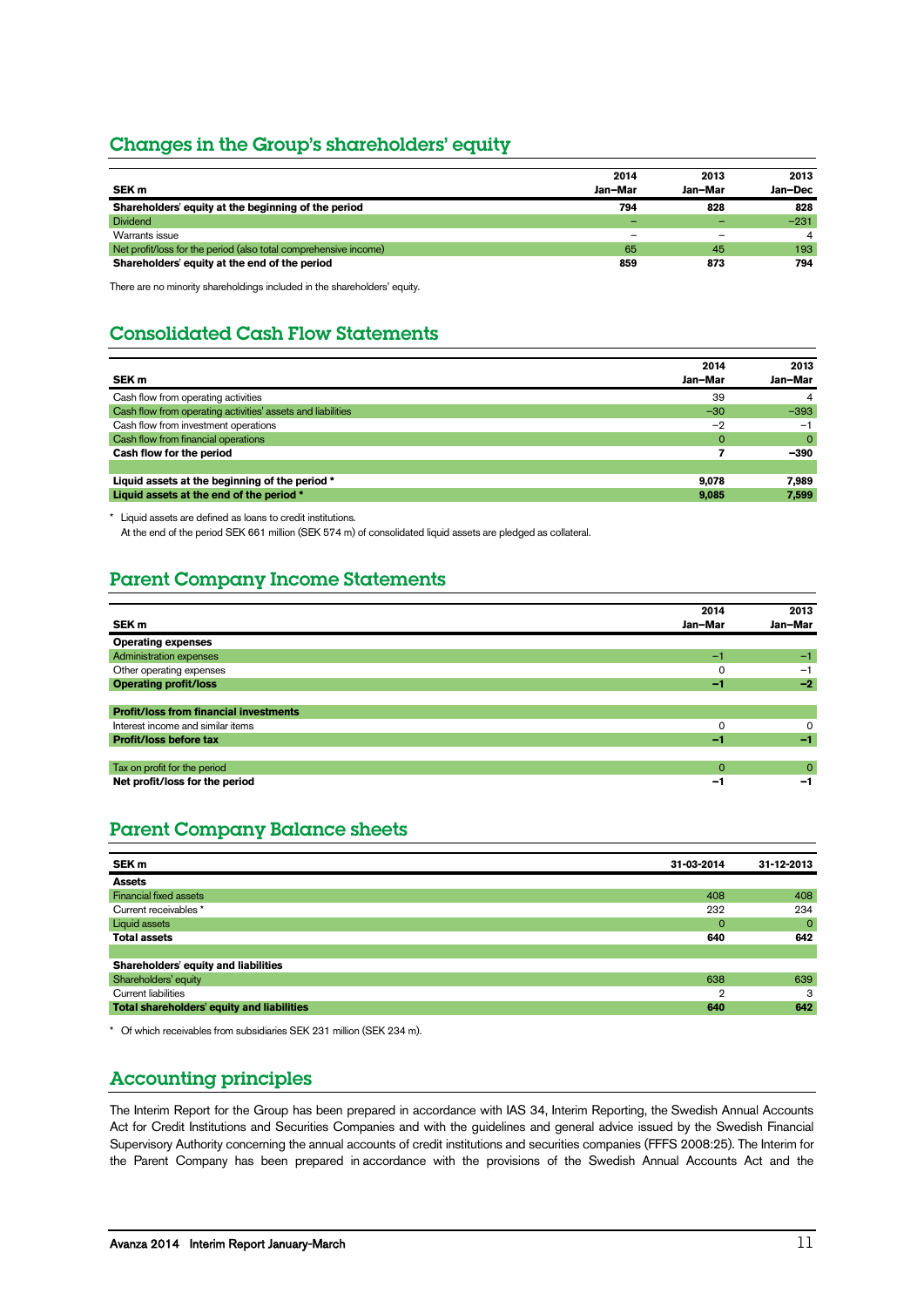## Changes in the Group's shareholders' equity

| SEK m | 2014 Jan–Mar | 2013 Jan–Mar | 2013 Jan–Dec |
|---|---|---|---|
| **Shareholders' equity at the beginning of the period** | **794** | **828** | **828** |
| Dividend | – | – | –231 |
| Warrants issue | – | – | 4 |
| Net profit/loss for the period (also total comprehensive income) | 65 | 45 | 193 |
| **Shareholders' equity at the end of the period** | **859** | **873** | **794** |

There are no minority shareholdings included in the shareholders' equity.

## Consolidated Cash Flow Statements

| SEK m | 2014 Jan–Mar | 2013 Jan–Mar |
|---|---|---|
| Cash flow from operating activities | 39 | 4 |
| Cash flow from operating activities' assets and liabilities | –30 | –393 |
| Cash flow from investment operations | –2 | –1 |
| Cash flow from financial operations | 0 | 0 |
| **Cash flow for the period** | **7** | **–390** |
| | | |
| **Liquid assets at the beginning of the period *** | **9,078** | **7,989** |
| **Liquid assets at the end of the period *** | **9,085** | **7,599** |

\* Liquid assets are defined as loans to credit institutions.
At the end of the period SEK 661 million (SEK 574 m) of consolidated liquid assets are pledged as collateral.

## Parent Company Income Statements

| SEK m | 2014 Jan–Mar | 2013 Jan–Mar |
|---|---|---|
| **Operating expenses** | | |
| Administration expenses | –1 | –1 |
| Other operating expenses | 0 | –1 |
| **Operating profit/loss** | **–1** | **–2** |
| | | |
| **Profit/loss from financial investments** | | |
| Interest income and similar items | 0 | 0 |
| **Profit/loss before tax** | **–1** | **–1** |
| | | |
| Tax on profit for the period | 0 | 0 |
| **Net profit/loss for the period** | **–1** | **–1** |

## Parent Company Balance sheets

| SEK m | 31-03-2014 | 31-12-2013 |
|---|---|---|
| **Assets** | | |
| Financial fixed assets | 408 | 408 |
| Current receivables * | 232 | 234 |
| Liquid assets | 0 | 0 |
| **Total assets** | **640** | **642** |
| | | |
| **Shareholders' equity and liabilities** | | |
| Shareholders' equity | 638 | 639 |
| Current liabilities | 2 | 3 |
| **Total shareholders' equity and liabilities** | **640** | **642** |

\* Of which receivables from subsidiaries SEK 231 million (SEK 234 m).

## Accounting principles

The Interim Report for the Group has been prepared in accordance with IAS 34, Interim Reporting, the Swedish Annual Accounts Act for Credit Institutions and Securities Companies and with the guidelines and general advice issued by the Swedish Financial Supervisory Authority concerning the annual accounts of credit institutions and securities companies (FFFS 2008:25). The Interim for the Parent Company has been prepared in accordance with the provisions of the Swedish Annual Accounts Act and the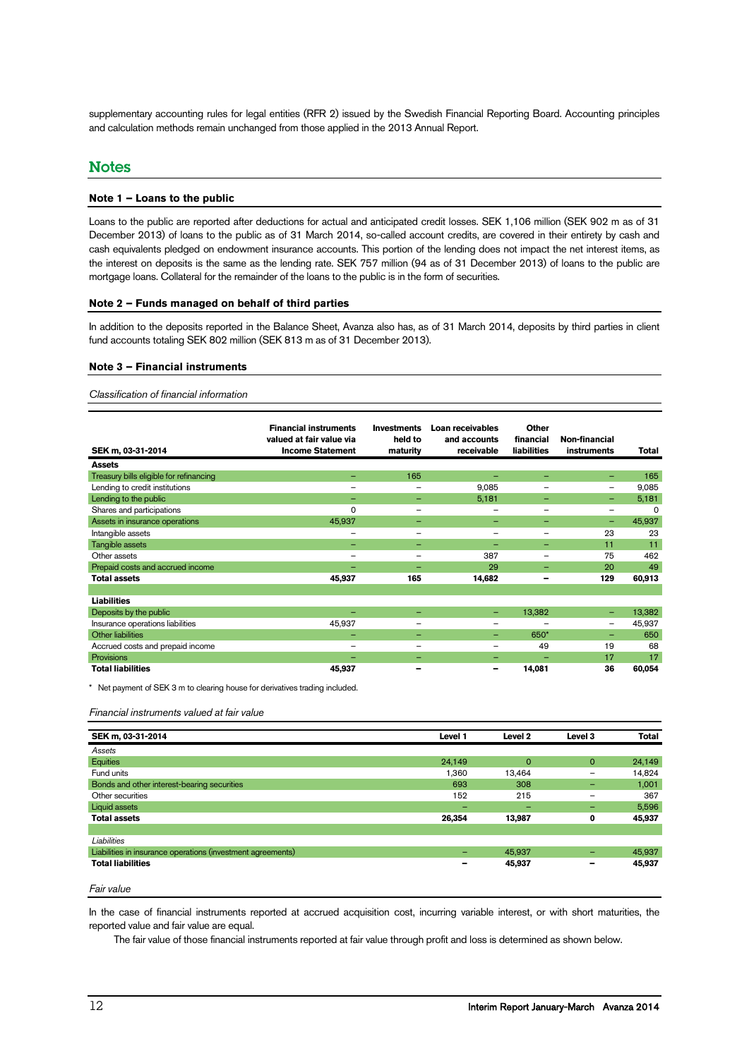supplementary accounting rules for legal entities (RFR 2) issued by the Swedish Financial Reporting Board. Accounting principles and calculation methods remain unchanged from those applied in the 2013 Annual Report.

## Notes

### Note 1 – Loans to the public

Loans to the public are reported after deductions for actual and anticipated credit losses. SEK 1,106 million (SEK 902 m as of 31 December 2013) of loans to the public as of 31 March 2014, so-called account credits, are covered in their entirety by cash and cash equivalents pledged on endowment insurance accounts. This portion of the lending does not impact the net interest items, as the interest on deposits is the same as the lending rate. SEK 757 million (94 as of 31 December 2013) of loans to the public are mortgage loans. Collateral for the remainder of the loans to the public is in the form of securities.

### Note 2 – Funds managed on behalf of third parties

In addition to the deposits reported in the Balance Sheet, Avanza also has, as of 31 March 2014, deposits by third parties in client fund accounts totaling SEK 802 million (SEK 813 m as of 31 December 2013).

### Note 3 – Financial instruments

*Classification of financial information*

| SEK m, 03-31-2014 | Financial instruments valued at fair value via Income Statement | Investments held to maturity | Loan receivables and accounts receivable | Other financial liabilities | Non-financial instruments | Total |
|---|---|---|---|---|---|---|
| **Assets** | | | | | | |
| Treasury bills eligible for refinancing | – | 165 | – | – | – | 165 |
| Lending to credit institutions | – | – | 9,085 | – | – | 9,085 |
| Lending to the public | – | – | 5,181 | – | – | 5,181 |
| Shares and participations | 0 | – | – | – | – | 0 |
| Assets in insurance operations | 45,937 | – | – | – | – | 45,937 |
| Intangible assets | – | – | – | – | 23 | 23 |
| Tangible assets | – | – | – | – | 11 | 11 |
| Other assets | – | – | 387 | – | 75 | 462 |
| Prepaid costs and accrued income | – | – | 29 | – | 20 | 49 |
| **Total assets** | **45,937** | **165** | **14,682** | **–** | **129** | **60,913** |
| | | | | | | |
| **Liabilities** | | | | | | |
| Deposits by the public | – | – | – | 13,382 | – | 13,382 |
| Insurance operations liabilities | 45,937 | – | – | – | – | 45,937 |
| Other liabilities | – | – | – | 650* | – | 650 |
| Accrued costs and prepaid income | – | – | – | 49 | 19 | 68 |
| Provisions | – | – | – | – | 17 | 17 |
| **Total liabilities** | **45,937** | **–** | **–** | **14,081** | **36** | **60,054** |

\* Net payment of SEK 3 m to clearing house for derivatives trading included.

*Financial instruments valued at fair value*

| SEK m, 03-31-2014 | Level 1 | Level 2 | Level 3 | Total |
|---|---|---|---|---|
| *Assets* | | | | |
| Equities | 24,149 | 0 | 0 | 24,149 |
| Fund units | 1,360 | 13,464 | – | 14,824 |
| Bonds and other interest-bearing securities | 693 | 308 | – | 1,001 |
| Other securities | 152 | 215 | – | 367 |
| Liquid assets | – | – | – | 5,596 |
| **Total assets** | **26,354** | **13,987** | **0** | **45,937** |
| | | | | |
| *Liabilities* | | | | |
| Liabilities in insurance operations (investment agreements) | – | 45,937 | – | 45,937 |
| **Total liabilities** | **–** | **45,937** | **–** | **45,937** |

*Fair value*

In the case of financial instruments reported at accrued acquisition cost, incurring variable interest, or with short maturities, the reported value and fair value are equal.

The fair value of those financial instruments reported at fair value through profit and loss is determined as shown below.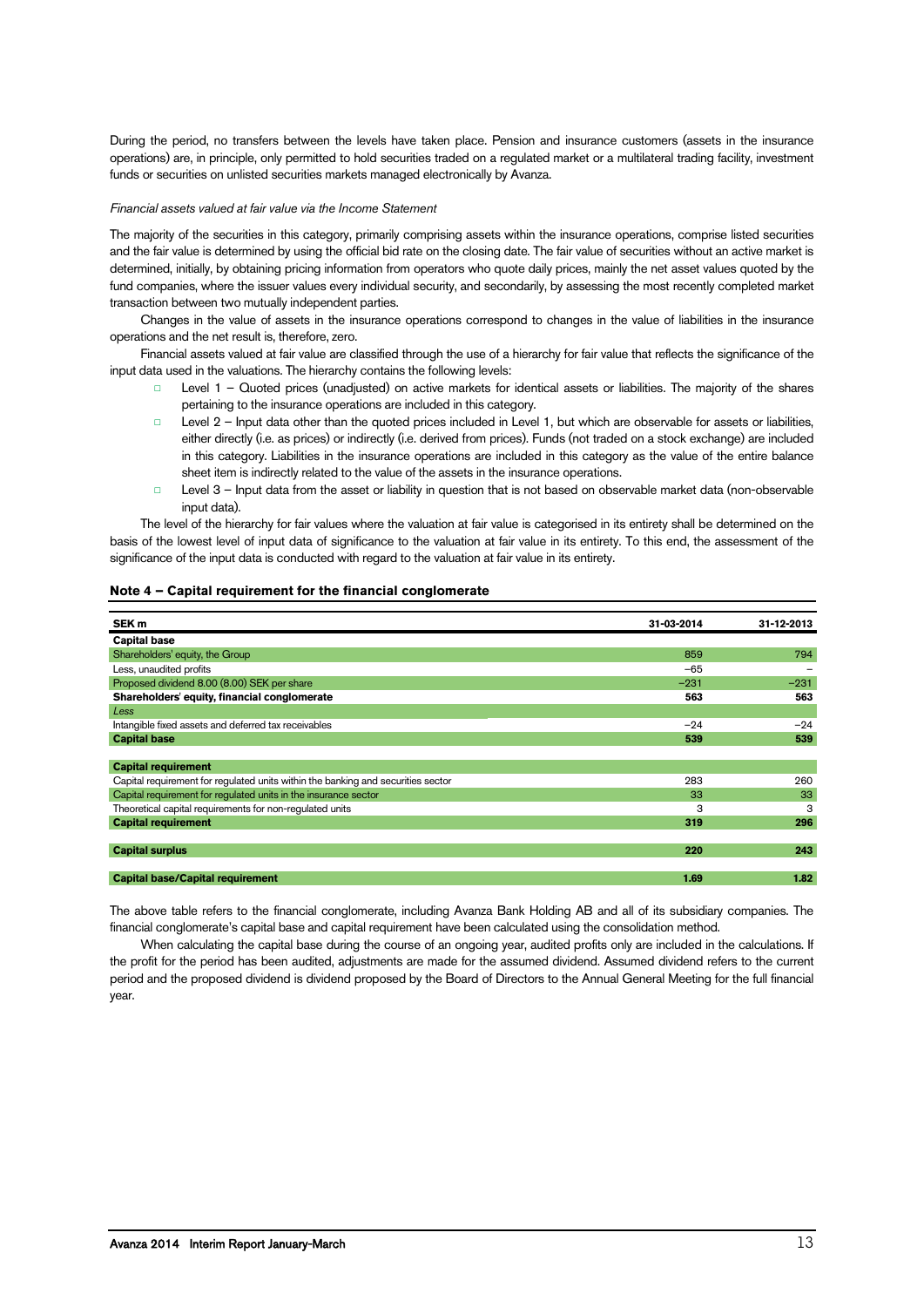During the period, no transfers between the levels have taken place. Pension and insurance customers (assets in the insurance operations) are, in principle, only permitted to hold securities traded on a regulated market or a multilateral trading facility, investment funds or securities on unlisted securities markets managed electronically by Avanza.

*Financial assets valued at fair value via the Income Statement*

The majority of the securities in this category, primarily comprising assets within the insurance operations, comprise listed securities and the fair value is determined by using the official bid rate on the closing date. The fair value of securities without an active market is determined, initially, by obtaining pricing information from operators who quote daily prices, mainly the net asset values quoted by the fund companies, where the issuer values every individual security, and secondarily, by assessing the most recently completed market transaction between two mutually independent parties.

Changes in the value of assets in the insurance operations correspond to changes in the value of liabilities in the insurance operations and the net result is, therefore, zero.

Financial assets valued at fair value are classified through the use of a hierarchy for fair value that reflects the significance of the input data used in the valuations. The hierarchy contains the following levels:

- Level 1 – Quoted prices (unadjusted) on active markets for identical assets or liabilities. The majority of the shares pertaining to the insurance operations are included in this category.
- Level 2 – Input data other than the quoted prices included in Level 1, but which are observable for assets or liabilities, either directly (i.e. as prices) or indirectly (i.e. derived from prices). Funds (not traded on a stock exchange) are included in this category. Liabilities in the insurance operations are included in this category as the value of the entire balance sheet item is indirectly related to the value of the assets in the insurance operations.
- Level 3 – Input data from the asset or liability in question that is not based on observable market data (non-observable input data).

The level of the hierarchy for fair values where the valuation at fair value is categorised in its entirety shall be determined on the basis of the lowest level of input data of significance to the valuation at fair value in its entirety. To this end, the assessment of the significance of the input data is conducted with regard to the valuation at fair value in its entirety.

## Note 4 – Capital requirement for the financial conglomerate

| SEK m | 31-03-2014 | 31-12-2013 |
|---|---|---|
| **Capital base** | | |
| Shareholders' equity, the Group | 859 | 794 |
| Less, unaudited profits | –65 | – |
| Proposed dividend 8.00 (8.00) SEK per share | –231 | –231 |
| **Shareholders' equity, financial conglomerate** | **563** | **563** |
| *Less* | | |
| Intangible fixed assets and deferred tax receivables | –24 | –24 |
| **Capital base** | **539** | **539** |
| | | |
| **Capital requirement** | | |
| Capital requirement for regulated units within the banking and securities sector | 283 | 260 |
| Capital requirement for regulated units in the insurance sector | 33 | 33 |
| Theoretical capital requirements for non-regulated units | 3 | 3 |
| **Capital requirement** | **319** | **296** |
| | | |
| **Capital surplus** | **220** | **243** |
| | | |
| **Capital base/Capital requirement** | **1.69** | **1.82** |

The above table refers to the financial conglomerate, including Avanza Bank Holding AB and all of its subsidiary companies. The financial conglomerate's capital base and capital requirement have been calculated using the consolidation method.

When calculating the capital base during the course of an ongoing year, audited profits only are included in the calculations. If the profit for the period has been audited, adjustments are made for the assumed dividend. Assumed dividend refers to the current period and the proposed dividend is dividend proposed by the Board of Directors to the Annual General Meeting for the full financial year.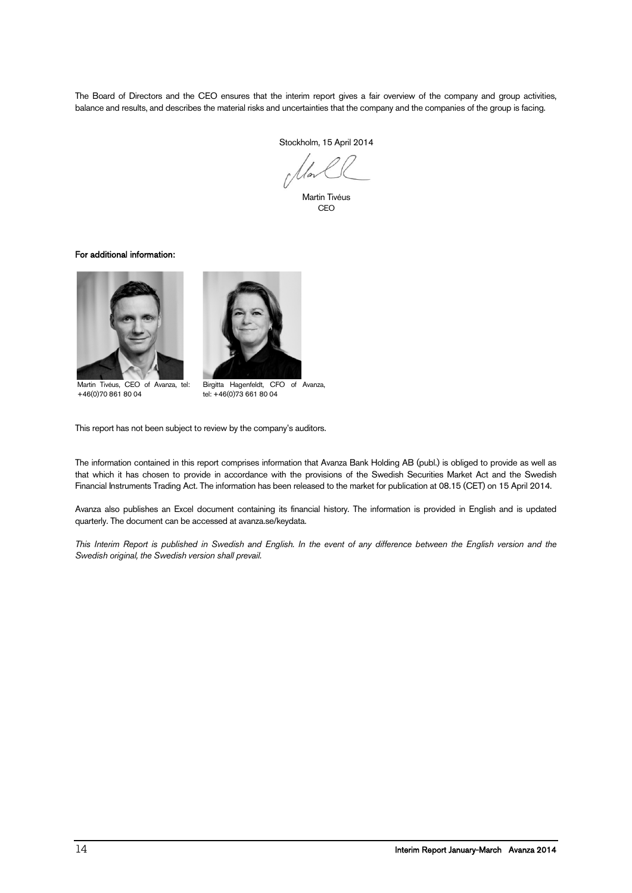The Board of Directors and the CEO ensures that the interim report gives a fair overview of the company and group activities, balance and results, and describes the material risks and uncertainties that the company and the companies of the group is facing.

Stockholm, 15 April 2014

Martin Tivéus
CEO

**For additional information:**

Martin Tivéus, CEO of Avanza, tel: +46(0)70 861 80 04

Birgitta Hagenfeldt, CFO of Avanza, tel: +46(0)73 661 80 04

This report has not been subject to review by the company's auditors.

The information contained in this report comprises information that Avanza Bank Holding AB (publ.) is obliged to provide as well as that which it has chosen to provide in accordance with the provisions of the Swedish Securities Market Act and the Swedish Financial Instruments Trading Act. The information has been released to the market for publication at 08.15 (CET) on 15 April 2014.

Avanza also publishes an Excel document containing its financial history. The information is provided in English and is updated quarterly. The document can be accessed at avanza.se/keydata.

*This Interim Report is published in Swedish and English. In the event of any difference between the English version and the Swedish original, the Swedish version shall prevail.*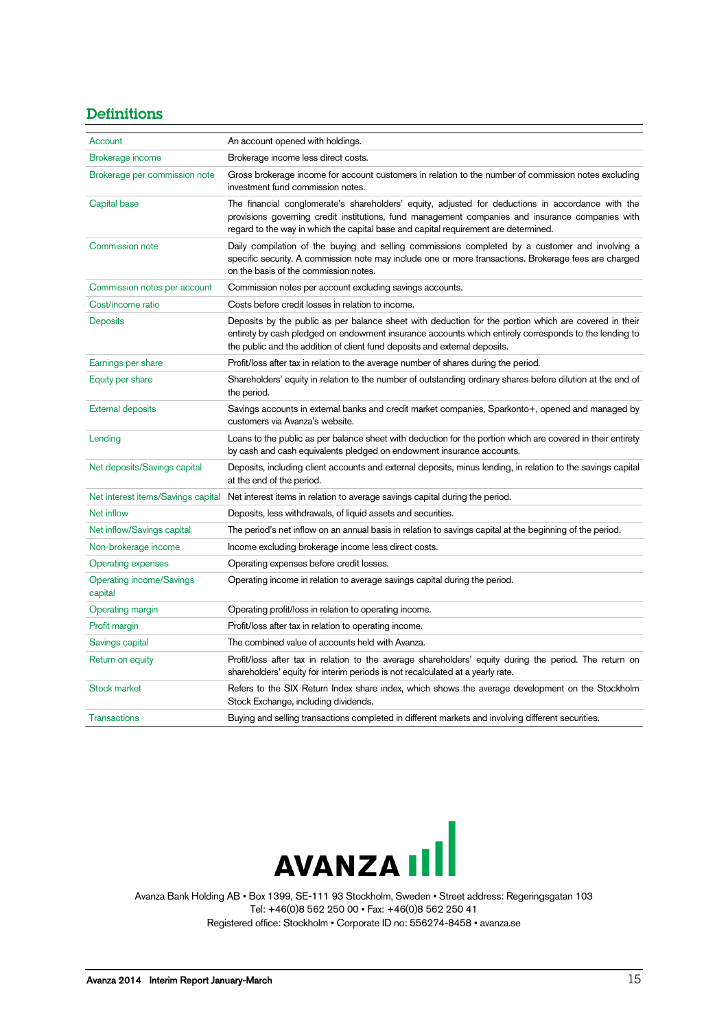## Definitions

| | |
|---|---|
| Account | An account opened with holdings. |
| Brokerage income | Brokerage income less direct costs. |
| Brokerage per commission note | Gross brokerage income for account customers in relation to the number of commission notes excluding investment fund commission notes. |
| Capital base | The financial conglomerate's shareholders' equity, adjusted for deductions in accordance with the provisions governing credit institutions, fund management companies and insurance companies with regard to the way in which the capital base and capital requirement are determined. |
| Commission note | Daily compilation of the buying and selling commissions completed by a customer and involving a specific security. A commission note may include one or more transactions. Brokerage fees are charged on the basis of the commission notes. |
| Commission notes per account | Commission notes per account excluding savings accounts. |
| Cost/income ratio | Costs before credit losses in relation to income. |
| Deposits | Deposits by the public as per balance sheet with deduction for the portion which are covered in their entirety by cash pledged on endowment insurance accounts which entirely corresponds to the lending to the public and the addition of client fund deposits and external deposits. |
| Earnings per share | Profit/loss after tax in relation to the average number of shares during the period. |
| Equity per share | Shareholders' equity in relation to the number of outstanding ordinary shares before dilution at the end of the period. |
| External deposits | Savings accounts in external banks and credit market companies, Sparkonto+, opened and managed by customers via Avanza's website. |
| Lending | Loans to the public as per balance sheet with deduction for the portion which are covered in their entirety by cash and cash equivalents pledged on endowment insurance accounts. |
| Net deposits/Savings capital | Deposits, including client accounts and external deposits, minus lending, in relation to the savings capital at the end of the period. |
| Net interest items/Savings capital | Net interest items in relation to average savings capital during the period. |
| Net inflow | Deposits, less withdrawals, of liquid assets and securities. |
| Net inflow/Savings capital | The period's net inflow on an annual basis in relation to savings capital at the beginning of the period. |
| Non-brokerage income | Income excluding brokerage income less direct costs. |
| Operating expenses | Operating expenses before credit losses. |
| Operating income/Savings capital | Operating income in relation to average savings capital during the period. |
| Operating margin | Operating profit/loss in relation to operating income. |
| Profit margin | Profit/loss after tax in relation to operating income. |
| Savings capital | The combined value of accounts held with Avanza. |
| Return on equity | Profit/loss after tax in relation to the average shareholders' equity during the period. The return on shareholders' equity for interim periods is not recalculated at a yearly rate. |
| Stock market | Refers to the SIX Return Index share index, which shows the average development on the Stockholm Stock Exchange, including dividends. |
| Transactions | Buying and selling transactions completed in different markets and involving different securities. |

AVANZA

Avanza Bank Holding AB ▪ Box 1399, SE-111 93 Stockholm, Sweden ▪ Street address: Regeringsgatan 103
Tel: +46(0)8 562 250 00 ▪ Fax: +46(0)8 562 250 41
Registered office: Stockholm ▪ Corporate ID no: 556274-8458 ▪ avanza.se